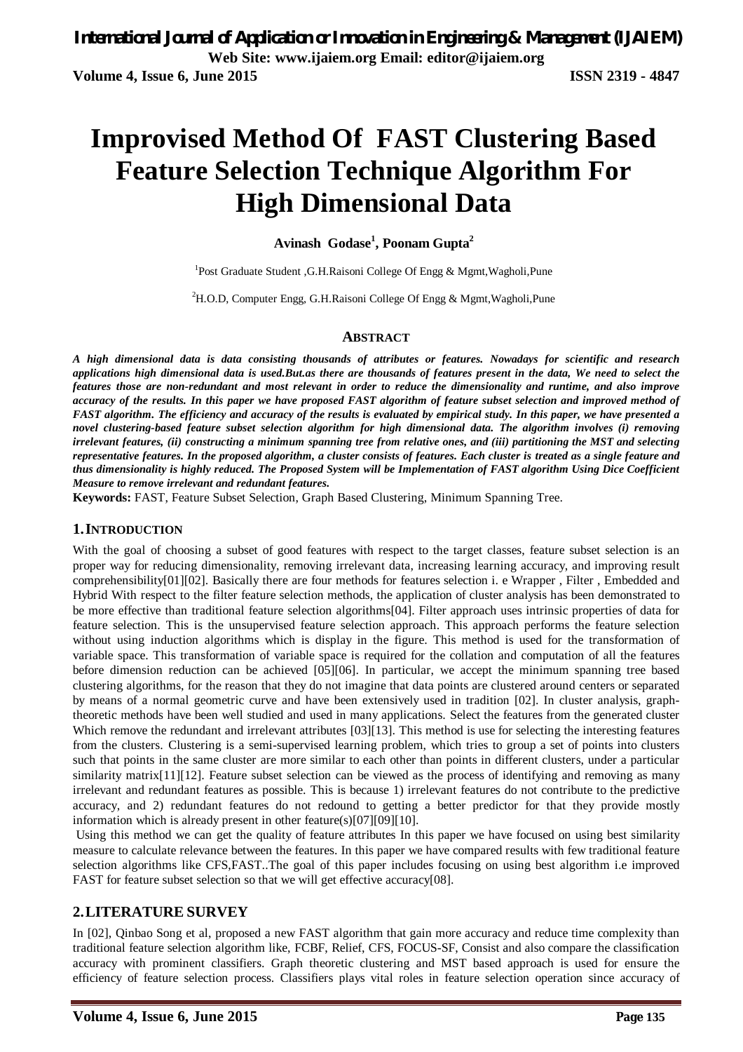# Improvised Method Of FAST Clustering Based Feature Selection Technique Algorithm For High Dimensional Data

**Avinash Godase[1], Poonam Gupta[2]**

[1]Post Graduate Student ,G.H.Raisoni College Of Engg & Mgmt,Wagholi,Pune

[2]H.O.D, Computer Engg, G.H.Raisoni College Of Engg & Mgmt,Wagholi,Pune

## ABSTRACT

***A high dimensional data is data consisting thousands of attributes or features. Nowadays for scientific and research applications high dimensional data is used.But.as there are thousands of features present in the data, We need to select the features those are non-redundant and most relevant in order to reduce the dimensionality and runtime, and also improve accuracy of the results. In this paper we have proposed FAST algorithm of feature subset selection and improved method of FAST algorithm. The efficiency and accuracy of the results is evaluated by empirical study. In this paper, we have presented a novel clustering-based feature subset selection algorithm for high dimensional data. The algorithm involves (i) removing irrelevant features, (ii) constructing a minimum spanning tree from relative ones, and (iii) partitioning the MST and selecting representative features. In the proposed algorithm, a cluster consists of features. Each cluster is treated as a single feature and thus dimensionality is highly reduced. The Proposed System will be Implementation of FAST algorithm Using Dice Coefficient Measure to remove irrelevant and redundant features.***

**Keywords:** FAST, Feature Subset Selection, Graph Based Clustering, Minimum Spanning Tree.

## 1. INTRODUCTION

With the goal of choosing a subset of good features with respect to the target classes, feature subset selection is an proper way for reducing dimensionality, removing irrelevant data, increasing learning accuracy, and improving result comprehensibility[01][02]. Basically there are four methods for features selection i. e Wrapper , Filter , Embedded and Hybrid With respect to the filter feature selection methods, the application of cluster analysis has been demonstrated to be more effective than traditional feature selection algorithms[04]. Filter approach uses intrinsic properties of data for feature selection. This is the unsupervised feature selection approach. This approach performs the feature selection without using induction algorithms which is display in the figure. This method is used for the transformation of variable space. This transformation of variable space is required for the collation and computation of all the features before dimension reduction can be achieved [05][06]. In particular, we accept the minimum spanning tree based clustering algorithms, for the reason that they do not imagine that data points are clustered around centers or separated by means of a normal geometric curve and have been extensively used in tradition [02]. In cluster analysis, graph-theoretic methods have been well studied and used in many applications. Select the features from the generated cluster Which remove the redundant and irrelevant attributes [03][13]. This method is use for selecting the interesting features from the clusters. Clustering is a semi-supervised learning problem, which tries to group a set of points into clusters such that points in the same cluster are more similar to each other than points in different clusters, under a particular similarity matrix[11][12]. Feature subset selection can be viewed as the process of identifying and removing as many irrelevant and redundant features as possible. This is because 1) irrelevant features do not contribute to the predictive accuracy, and 2) redundant features do not redound to getting a better predictor for that they provide mostly information which is already present in other feature(s)[07][09][10].

Using this method we can get the quality of feature attributes In this paper we have focused on using best similarity measure to calculate relevance between the features. In this paper we have compared results with few traditional feature selection algorithms like CFS,FAST..The goal of this paper includes focusing on using best algorithm i.e improved FAST for feature subset selection so that we will get effective accuracy[08].

## 2. LITERATURE SURVEY

In [02], Qinbao Song et al, proposed a new FAST algorithm that gain more accuracy and reduce time complexity than traditional feature selection algorithm like, FCBF, Relief, CFS, FOCUS-SF, Consist and also compare the classification accuracy with prominent classifiers. Graph theoretic clustering and MST based approach is used for ensure the efficiency of feature selection process. Classifiers plays vital roles in feature selection operation since accuracy of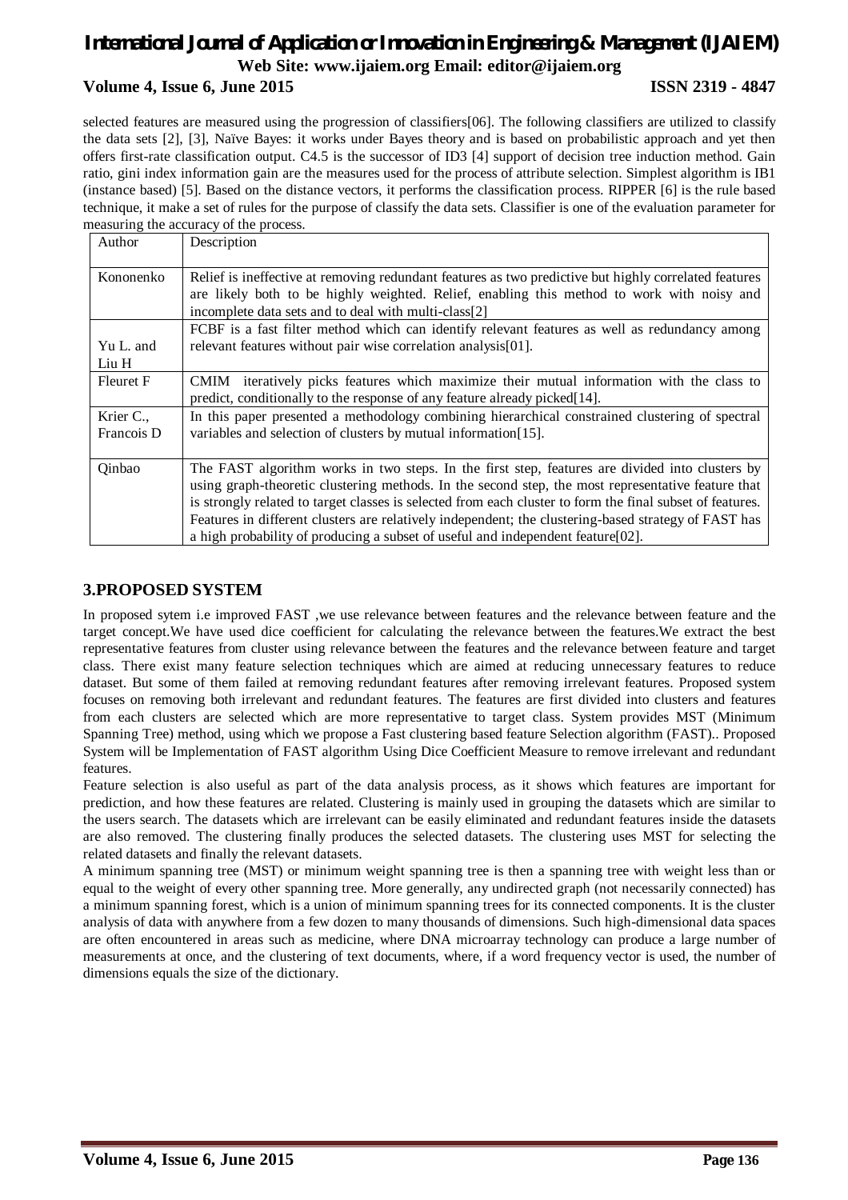selected features are measured using the progression of classifiers[06]. The following classifiers are utilized to classify the data sets [2], [3], Naïve Bayes: it works under Bayes theory and is based on probabilistic approach and yet then offers first-rate classification output. C4.5 is the successor of ID3 [4] support of decision tree induction method. Gain ratio, gini index information gain are the measures used for the process of attribute selection. Simplest algorithm is IB1 (instance based) [5]. Based on the distance vectors, it performs the classification process. RIPPER [6] is the rule based technique, it make a set of rules for the purpose of classify the data sets. Classifier is one of the evaluation parameter for measuring the accuracy of the process.

| Author | Description |
|---|---|
| Kononenko | Relief is ineffective at removing redundant features as two predictive but highly correlated features are likely both to be highly weighted. Relief, enabling this method to work with noisy and incomplete data sets and to deal with multi-class[2] |
| Yu L. and Liu H | FCBF is a fast filter method which can identify relevant features as well as redundancy among relevant features without pair wise correlation analysis[01]. |
| Fleuret F | CMIM iteratively picks features which maximize their mutual information with the class to predict, conditionally to the response of any feature already picked[14]. |
| Krier C., Francois D | In this paper presented a methodology combining hierarchical constrained clustering of spectral variables and selection of clusters by mutual information[15]. |
| Qinbao | The FAST algorithm works in two steps. In the first step, features are divided into clusters by using graph-theoretic clustering methods. In the second step, the most representative feature that is strongly related to target classes is selected from each cluster to form the final subset of features. Features in different clusters are relatively independent; the clustering-based strategy of FAST has a high probability of producing a subset of useful and independent feature[02]. |

## 3.PROPOSED SYSTEM

In proposed sytem i.e improved FAST ,we use relevance between features and the relevance between feature and the target concept.We have used dice coefficient for calculating the relevance between the features.We extract the best representative features from cluster using relevance between the features and the relevance between feature and target class. There exist many feature selection techniques which are aimed at reducing unnecessary features to reduce dataset. But some of them failed at removing redundant features after removing irrelevant features. Proposed system focuses on removing both irrelevant and redundant features. The features are first divided into clusters and features from each clusters are selected which are more representative to target class. System provides MST (Minimum Spanning Tree) method, using which we propose a Fast clustering based feature Selection algorithm (FAST).. Proposed System will be Implementation of FAST algorithm Using Dice Coefficient Measure to remove irrelevant and redundant features.

Feature selection is also useful as part of the data analysis process, as it shows which features are important for prediction, and how these features are related. Clustering is mainly used in grouping the datasets which are similar to the users search. The datasets which are irrelevant can be easily eliminated and redundant features inside the datasets are also removed. The clustering finally produces the selected datasets. The clustering uses MST for selecting the related datasets and finally the relevant datasets.

A minimum spanning tree (MST) or minimum weight spanning tree is then a spanning tree with weight less than or equal to the weight of every other spanning tree. More generally, any undirected graph (not necessarily connected) has a minimum spanning forest, which is a union of minimum spanning trees for its connected components. It is the cluster analysis of data with anywhere from a few dozen to many thousands of dimensions. Such high-dimensional data spaces are often encountered in areas such as medicine, where DNA microarray technology can produce a large number of measurements at once, and the clustering of text documents, where, if a word frequency vector is used, the number of dimensions equals the size of the dictionary.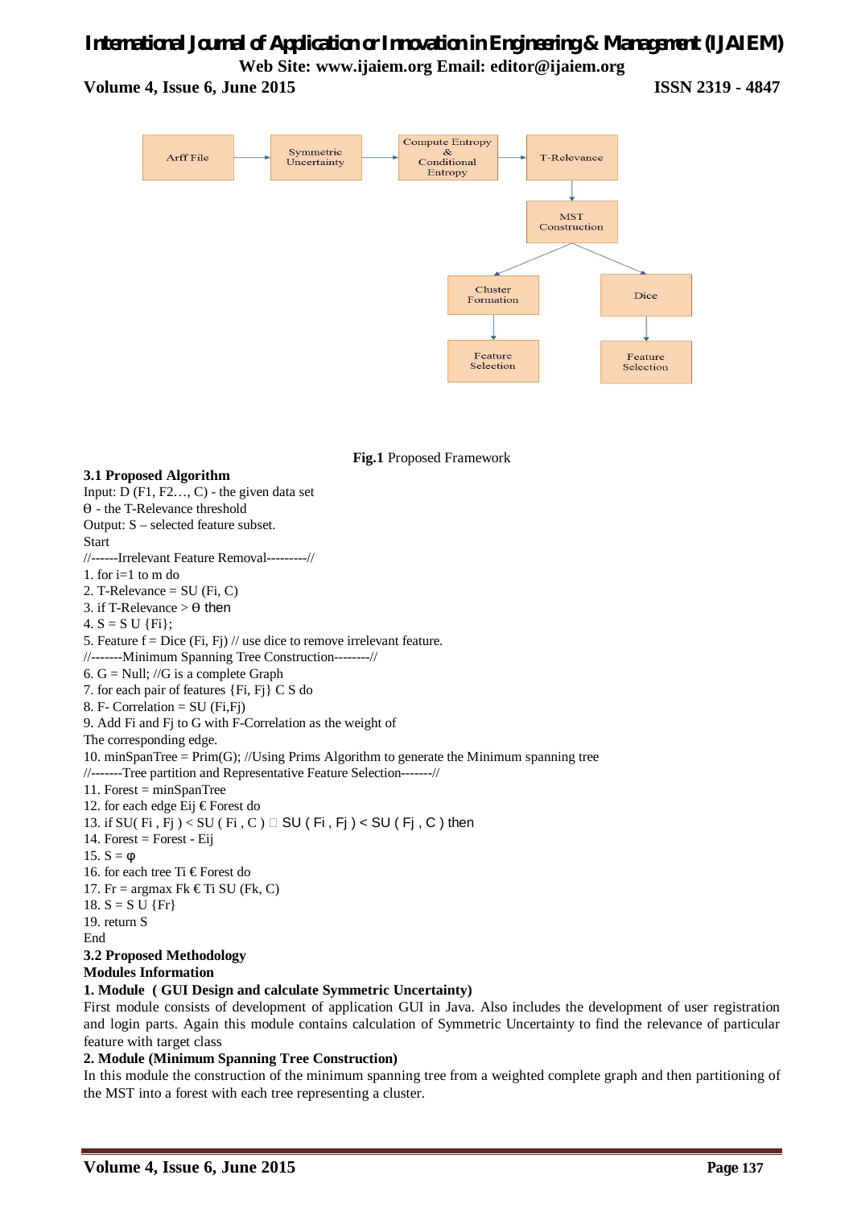Fig.1 Proposed Framework

### 3.1 Proposed Algorithm

Input: D (F1, F2…, C) - the given data set

ϴ - the T-Relevance threshold

Output: S – selected feature subset.

Start

//------Irrelevant Feature Removal---------//

1. for i=1 to m do
2. T-Relevance = SU (Fi, C)
3. if T-Relevance > ϴ then
4. S = S U {Fi};
5. Feature f = Dice (Fi, Fj) // use dice to remove irrelevant feature.

//-------Minimum Spanning Tree Construction--------//

6. G = Null; //G is a complete Graph
7. for each pair of features {Fi, Fj} C S do
8. F- Correlation = SU (Fi,Fj)
9. Add Fi and Fj to G with F-Correlation as the weight of The corresponding edge.
10. minSpanTree = Prim(G); //Using Prims Algorithm to generate the Minimum spanning tree

//-------Tree partition and Representative Feature Selection-------//

11. Forest = minSpanTree
12. for each edge Eij € Forest do
13. if SU( Fi , Fj ) < SU ( Fi , C ) ∧ SU ( Fi , Fj ) < SU ( Fj , C ) then
14. Forest = Forest - Eij
15. S = φ
16. for each tree Ti € Forest do
17. Fr = argmax Fk € Ti SU (Fk, C)
18. S = S U {Fr}
19. return S

End

### 3.2 Proposed Methodology

**Modules Information**

**1. Module ( GUI Design and calculate Symmetric Uncertainty)**

First module consists of development of application GUI in Java. Also includes the development of user registration and login parts. Again this module contains calculation of Symmetric Uncertainty to find the relevance of particular feature with target class

**2. Module (Minimum Spanning Tree Construction)**

In this module the construction of the minimum spanning tree from a weighted complete graph and then partitioning of the MST into a forest with each tree representing a cluster.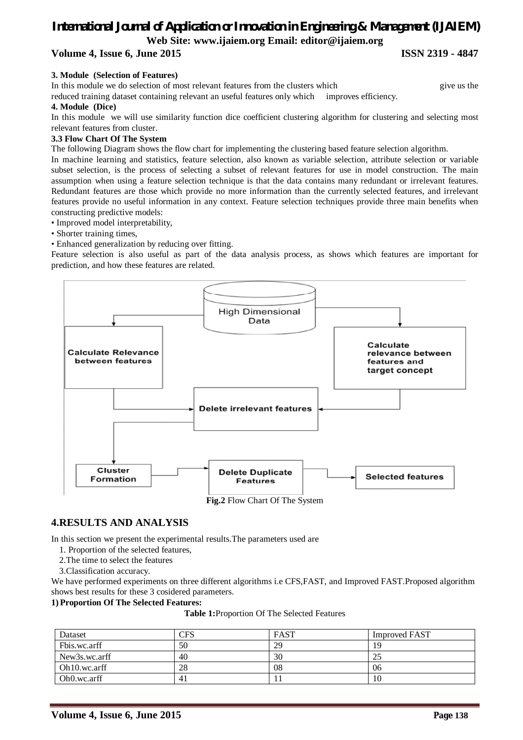**3. Module (Selection of Features)**

In this module we do selection of most relevant features from the clusters which give us the reduced training dataset containing relevant an useful features only which improves efficiency.

**4. Module (Dice)**

In this module we will use similarity function dice coefficient clustering algorithm for clustering and selecting most relevant features from cluster.

**3.3 Flow Chart Of The System**

The following Diagram shows the flow chart for implementing the clustering based feature selection algorithm.

In machine learning and statistics, feature selection, also known as variable selection, attribute selection or variable subset selection, is the process of selecting a subset of relevant features for use in model construction. The main assumption when using a feature selection technique is that the data contains many redundant or irrelevant features. Redundant features are those which provide no more information than the currently selected features, and irrelevant features provide no useful information in any context. Feature selection techniques provide three main benefits when constructing predictive models:

- Improved model interpretability,
- Shorter training times,
- Enhanced generalization by reducing over fitting.

Feature selection is also useful as part of the data analysis process, as shows which features are important for prediction, and how these features are related.

High Dimensional Data → Calculate Relevance between features / Calculate relevance between features and target concept → Delete irrelevant features → Cluster Formation → Delete Duplicate Features → Selected features

**Fig.2** Flow Chart Of The System

## 4.RESULTS AND ANALYSIS

In this section we present the experimental results.The parameters used are

1. Proportion of the selected features,
2. The time to select the features
3. Classification accuracy.

We have performed experiments on three different algorithms i.e CFS,FAST, and Improved FAST.Proposed algorithm shows best results for these 3 cosidered parameters.

**1) Proportion Of The Selected Features:**

**Table 1:**Proportion Of The Selected Features

| Dataset | CFS | FAST | Improved FAST |
|---|---|---|---|
| Fbis.wc.arff | 50 | 29 | 19 |
| New3s.wc.arff | 40 | 30 | 25 |
| Oh10.wc.arff | 28 | 08 | 06 |
| Oh0.wc.arff | 41 | 11 | 10 |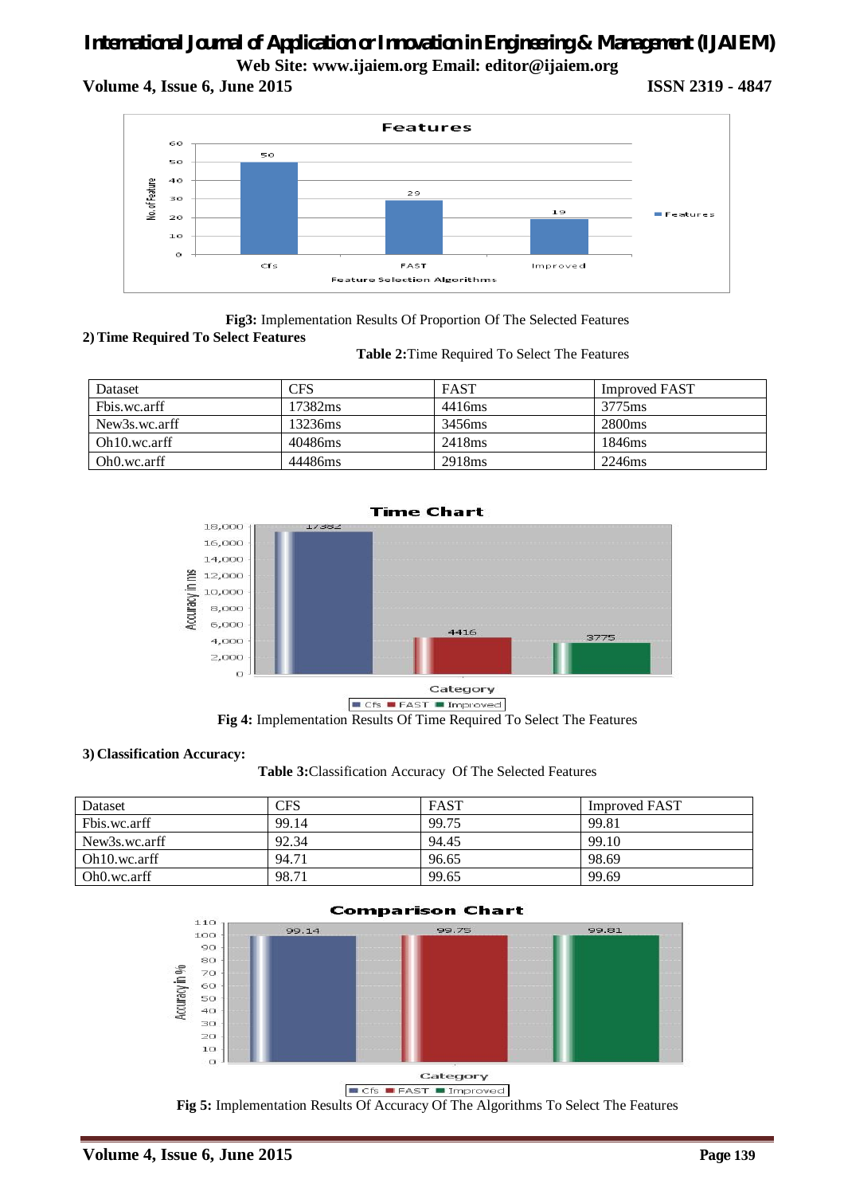**Fig3:** Implementation Results Of Proportion Of The Selected Features

**2) Time Required To Select Features**

**Table 2:**Time Required To Select The Features

| Dataset | CFS | FAST | Improved FAST |
|---|---|---|---|
| Fbis.wc.arff | 17382ms | 4416ms | 3775ms |
| New3s.wc.arff | 13236ms | 3456ms | 2800ms |
| Oh10.wc.arff | 40486ms | 2418ms | 1846ms |
| Oh0.wc.arff | 44486ms | 2918ms | 2246ms |

**Fig 4:** Implementation Results Of Time Required To Select The Features

**3) Classification Accuracy:**

**Table 3:**Classification Accuracy Of The Selected Features

| Dataset | CFS | FAST | Improved FAST |
|---|---|---|---|
| Fbis.wc.arff | 99.14 | 99.75 | 99.81 |
| New3s.wc.arff | 92.34 | 94.45 | 99.10 |
| Oh10.wc.arff | 94.71 | 96.65 | 98.69 |
| Oh0.wc.arff | 98.71 | 99.65 | 99.69 |

**Fig 5:** Implementation Results Of Accuracy Of The Algorithms To Select The Features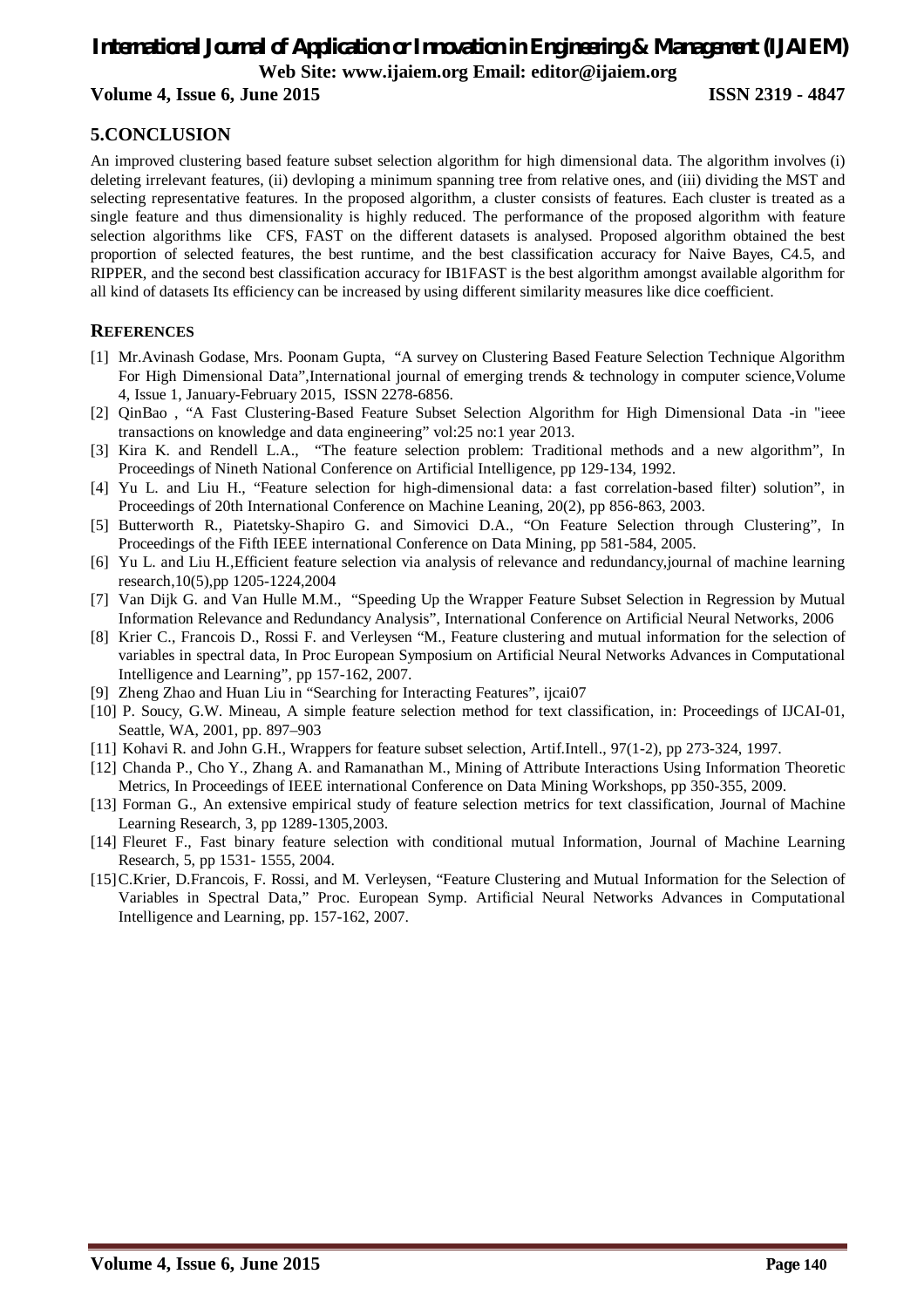## 5.CONCLUSION

An improved clustering based feature subset selection algorithm for high dimensional data. The algorithm involves (i) deleting irrelevant features, (ii) devloping a minimum spanning tree from relative ones, and (iii) dividing the MST and selecting representative features. In the proposed algorithm, a cluster consists of features. Each cluster is treated as a single feature and thus dimensionality is highly reduced. The performance of the proposed algorithm with feature selection algorithms like CFS, FAST on the different datasets is analysed. Proposed algorithm obtained the best proportion of selected features, the best runtime, and the best classification accuracy for Naive Bayes, C4.5, and RIPPER, and the second best classification accuracy for IB1FAST is the best algorithm amongst available algorithm for all kind of datasets Its efficiency can be increased by using different similarity measures like dice coefficient.

## REFERENCES

[1] Mr.Avinash Godase, Mrs. Poonam Gupta, "A survey on Clustering Based Feature Selection Technique Algorithm For High Dimensional Data",International journal of emerging trends & technology in computer science,Volume 4, Issue 1, January-February 2015, ISSN 2278-6856.

[2] QinBao , "A Fast Clustering-Based Feature Subset Selection Algorithm for High Dimensional Data -in "ieee transactions on knowledge and data engineering" vol:25 no:1 year 2013.

[3] Kira K. and Rendell L.A., "The feature selection problem: Traditional methods and a new algorithm", In Proceedings of Nineth National Conference on Artificial Intelligence, pp 129-134, 1992.

[4] Yu L. and Liu H., "Feature selection for high-dimensional data: a fast correlation-based filter) solution", in Proceedings of 20th International Conference on Machine Leaning, 20(2), pp 856-863, 2003.

[5] Butterworth R., Piatetsky-Shapiro G. and Simovici D.A., "On Feature Selection through Clustering", In Proceedings of the Fifth IEEE international Conference on Data Mining, pp 581-584, 2005.

[6] Yu L. and Liu H.,Efficient feature selection via analysis of relevance and redundancy,journal of machine learning research,10(5),pp 1205-1224,2004

[7] Van Dijk G. and Van Hulle M.M., "Speeding Up the Wrapper Feature Subset Selection in Regression by Mutual Information Relevance and Redundancy Analysis", International Conference on Artificial Neural Networks, 2006

[8] Krier C., Francois D., Rossi F. and Verleysen "M., Feature clustering and mutual information for the selection of variables in spectral data, In Proc European Symposium on Artificial Neural Networks Advances in Computational Intelligence and Learning", pp 157-162, 2007.

[9] Zheng Zhao and Huan Liu in "Searching for Interacting Features", ijcai07

[10] P. Soucy, G.W. Mineau, A simple feature selection method for text classification, in: Proceedings of IJCAI-01, Seattle, WA, 2001, pp. 897–903

[11] Kohavi R. and John G.H., Wrappers for feature subset selection, Artif.Intell., 97(1-2), pp 273-324, 1997.

[12] Chanda P., Cho Y., Zhang A. and Ramanathan M., Mining of Attribute Interactions Using Information Theoretic Metrics, In Proceedings of IEEE international Conference on Data Mining Workshops, pp 350-355, 2009.

[13] Forman G., An extensive empirical study of feature selection metrics for text classification, Journal of Machine Learning Research, 3, pp 1289-1305,2003.

[14] Fleuret F., Fast binary feature selection with conditional mutual Information, Journal of Machine Learning Research, 5, pp 1531- 1555, 2004.

[15] C.Krier, D.Francois, F. Rossi, and M. Verleysen, "Feature Clustering and Mutual Information for the Selection of Variables in Spectral Data," Proc. European Symp. Artificial Neural Networks Advances in Computational Intelligence and Learning, pp. 157-162, 2007.